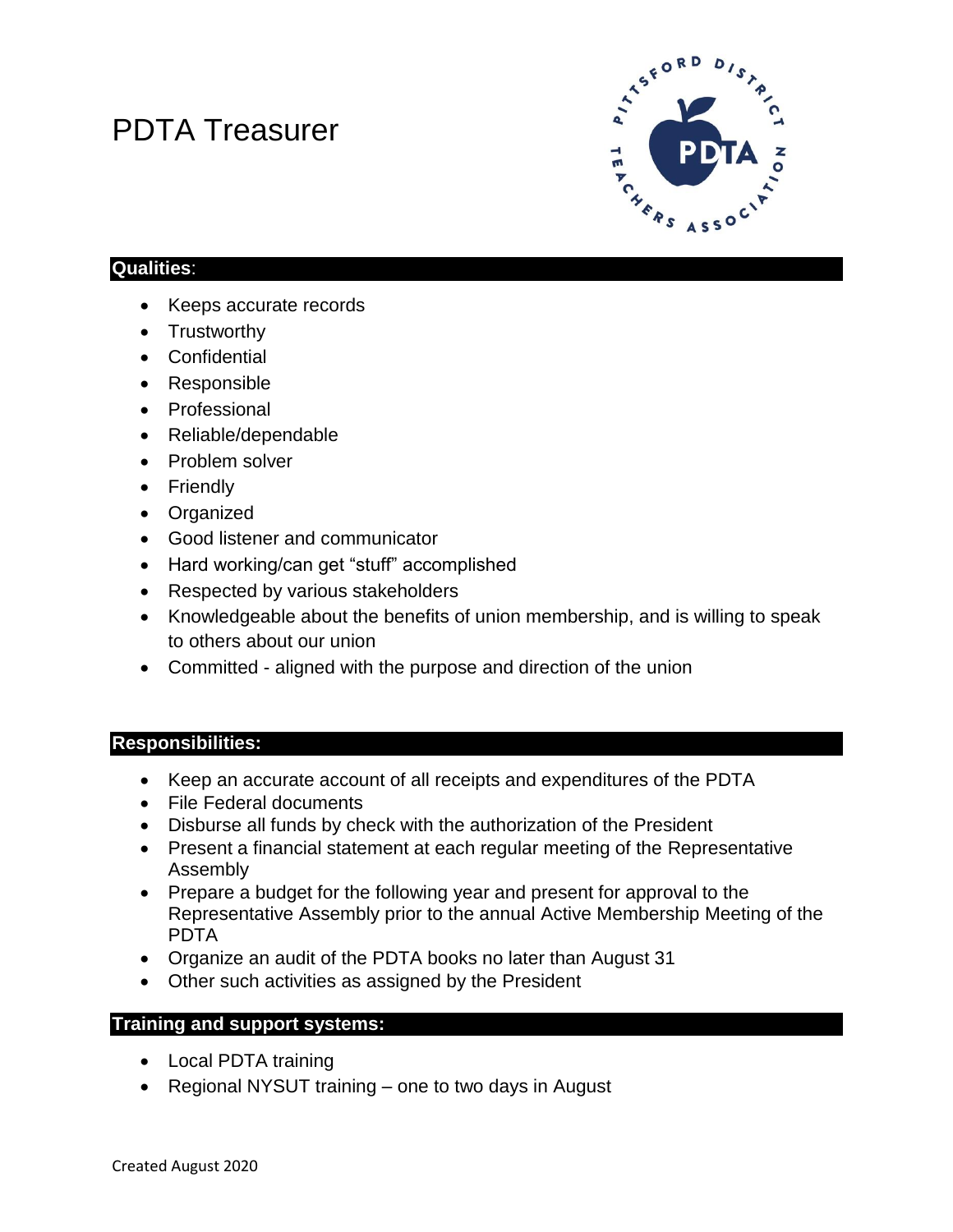# PDTA Treasurer

**Qualities**:

- Keeps accurate records
- Trustworthy
- Confidential
- Responsible
- Professional
- Reliable/dependable
- Problem solver
- Friendly
- Organized
- Good listener and communicator
- Hard working/can get "stuff" accomplished
- Respected by various stakeholders
- Knowledgeable about the benefits of union membership, and is willing to speak to others about our union
- Committed - aligned with the purpose and direction of the union

**Responsibilities:**

- Keep an accurate account of all receipts and expenditures of the PDTA
- File Federal documents
- Disburse all funds by check with the authorization of the President
- Present a financial statement at each regular meeting of the Representative Assembly
- Prepare a budget for the following year and present for approval to the Representative Assembly prior to the annual Active Membership Meeting of the PDTA
- Organize an audit of the PDTA books no later than August 31
- Other such activities as assigned by the President

**Training and support systems:**

- Local PDTA training
- Regional NYSUT training – one to two days in August

Created August 2020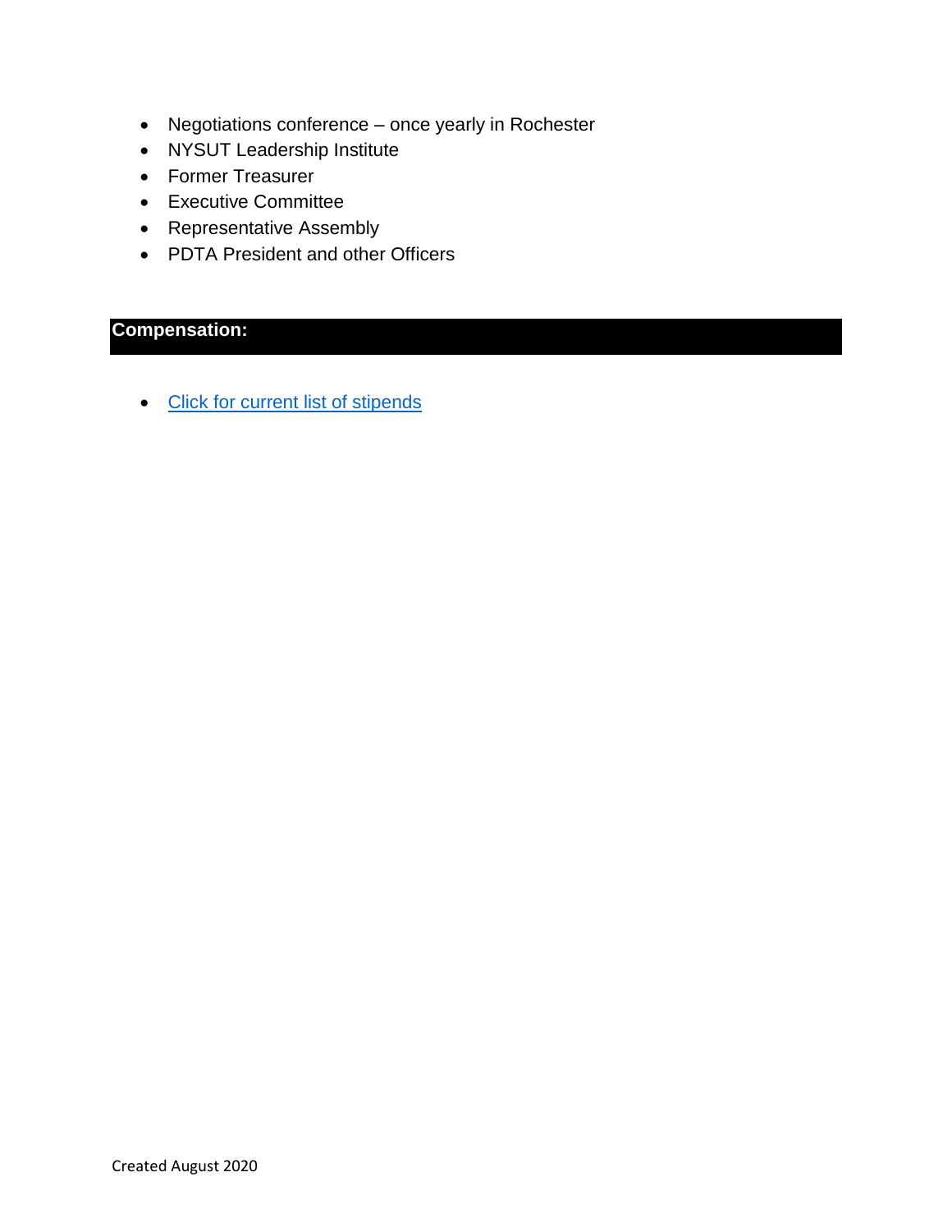- Negotiations conference – once yearly in Rochester
- NYSUT Leadership Institute
- Former Treasurer
- Executive Committee
- Representative Assembly
- PDTA President and other Officers

## Compensation:

- Click for current list of stipends

Created August 2020